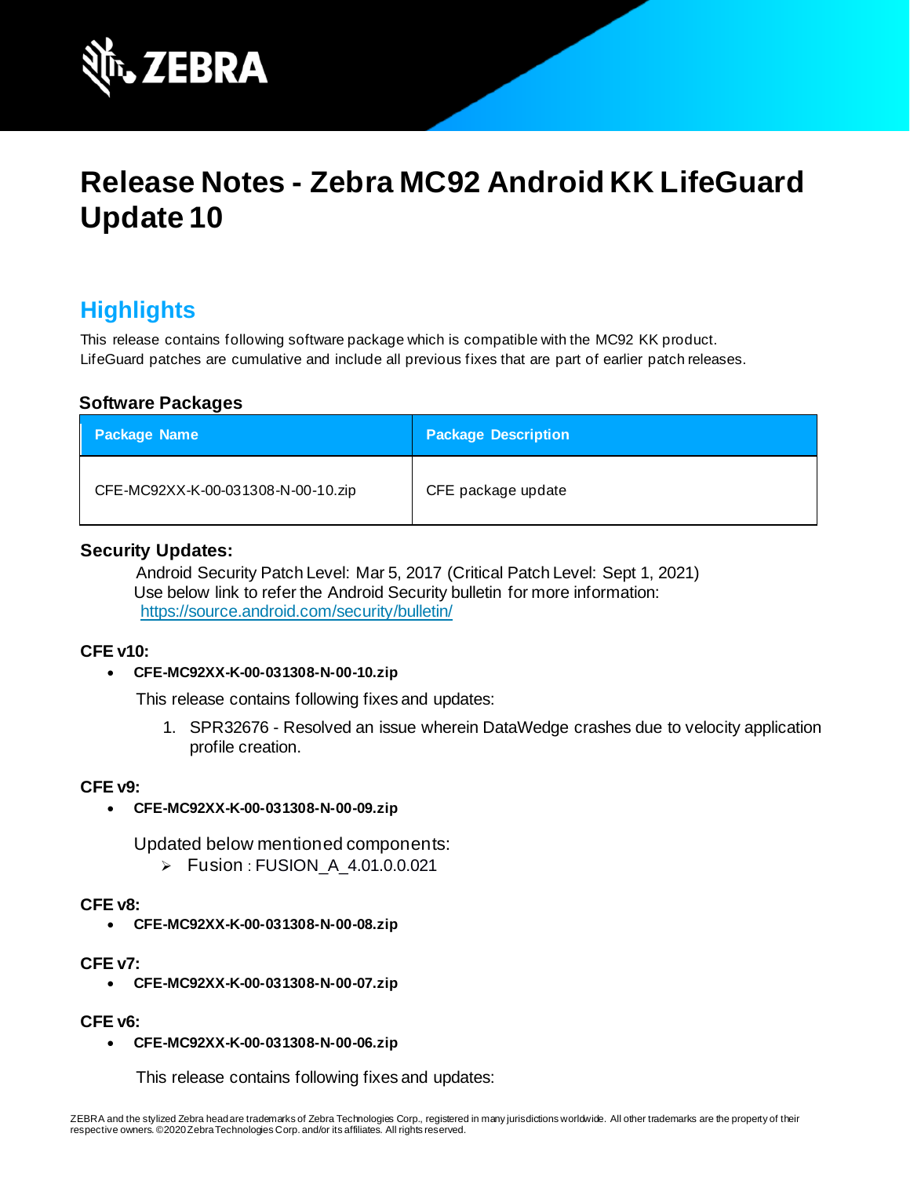# Release Notes - Zebra MC92 Android KK LifeGuard Update 10

## Highlights

This release contains following software package which is compatible with the MC92 KK product.
LifeGuard patches are cumulative and include all previous fixes that are part of earlier patch releases.

### Software Packages

| Package Name | Package Description |
|---|---|
| CFE-MC92XX-K-00-031308-N-00-10.zip | CFE package update |

### Security Updates:

Android Security Patch Level: Mar 5, 2017 (Critical Patch Level: Sept 1, 2021)
Use below link to refer the Android Security bulletin for more information:
https://source.android.com/security/bulletin/

### CFE v10:

- **CFE-MC92XX-K-00-031308-N-00-10.zip**

This release contains following fixes and updates:

1. SPR32676 - Resolved an issue wherein DataWedge crashes due to velocity application profile creation.

### CFE v9:

- **CFE-MC92XX-K-00-031308-N-00-09.zip**

Updated below mentioned components:

- Fusion : FUSION_A_4.01.0.0.021

### CFE v8:

- **CFE-MC92XX-K-00-031308-N-00-08.zip**

### CFE v7:

- **CFE-MC92XX-K-00-031308-N-00-07.zip**

### CFE v6:

- **CFE-MC92XX-K-00-031308-N-00-06.zip**

This release contains following fixes and updates: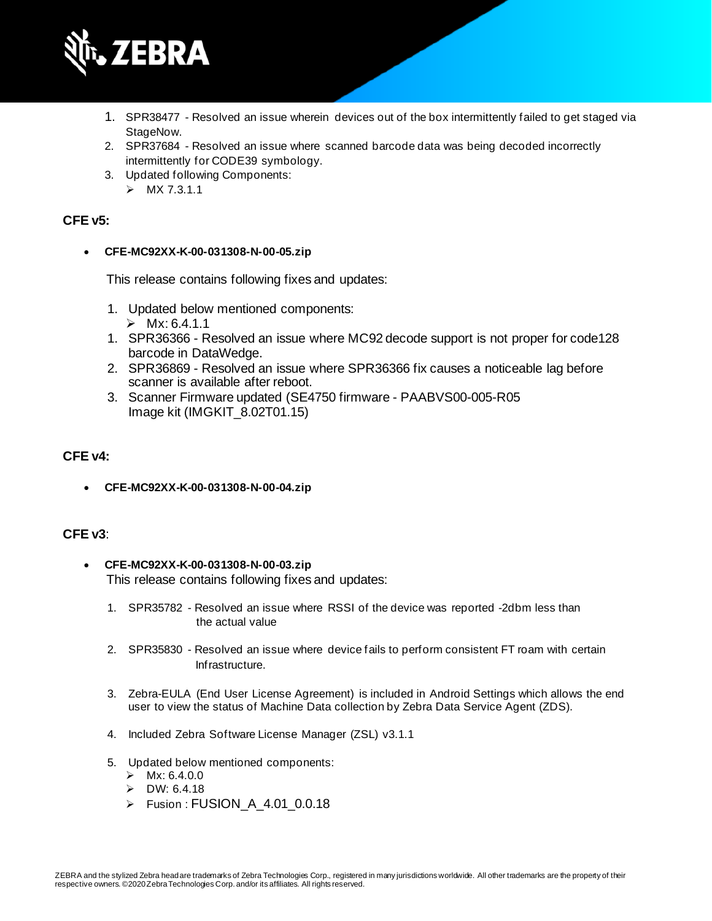1. SPR38477 - Resolved an issue wherein devices out of the box intermittently failed to get staged via StageNow.
2. SPR37684 - Resolved an issue where scanned barcode data was being decoded incorrectly intermittently for CODE39 symbology.
3. Updated following Components:
   - MX 7.3.1.1

**CFE v5:**

- **CFE-MC92XX-K-00-031308-N-00-05.zip**

  This release contains following fixes and updates:

  1. Updated below mentioned components:
     - Mx: 6.4.1.1
  1. SPR36366 - Resolved an issue where MC92 decode support is not proper for code128 barcode in DataWedge.
  2. SPR36869 - Resolved an issue where SPR36366 fix causes a noticeable lag before scanner is available after reboot.
  3. Scanner Firmware updated (SE4750 firmware - PAABVS00-005-R05 Image kit (IMGKIT_8.02T01.15)

**CFE v4:**

- **CFE-MC92XX-K-00-031308-N-00-04.zip**

**CFE v3**:

- **CFE-MC92XX-K-00-031308-N-00-03.zip**

  This release contains following fixes and updates:

  1. SPR35782 - Resolved an issue where RSSI of the device was reported -2dbm less than the actual value
  2. SPR35830 - Resolved an issue where device fails to perform consistent FT roam with certain Infrastructure.
  3. Zebra-EULA (End User License Agreement) is included in Android Settings which allows the end user to view the status of Machine Data collection by Zebra Data Service Agent (ZDS).
  4. Included Zebra Software License Manager (ZSL) v3.1.1
  5. Updated below mentioned components:
     - Mx: 6.4.0.0
     - DW: 6.4.18
     - Fusion : FUSION_A_4.01_0.0.18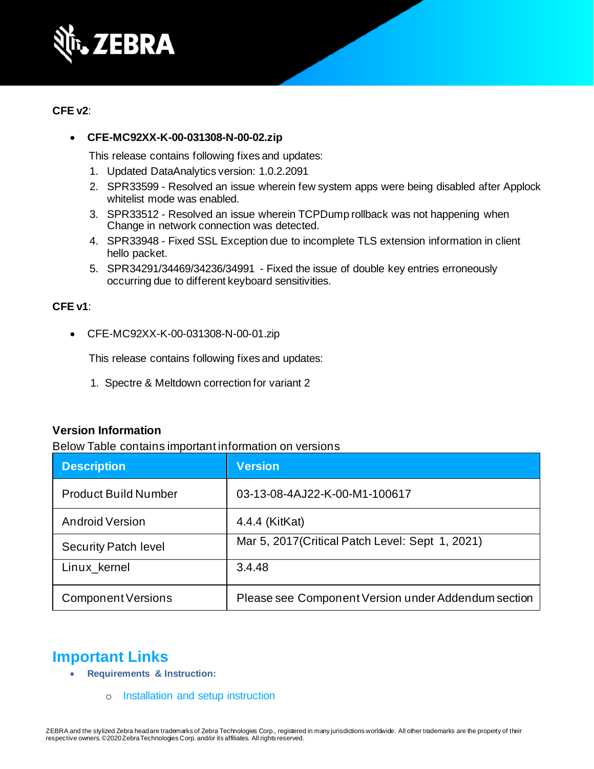**CFE v2**:

- **CFE-MC92XX-K-00-031308-N-00-02.zip**

  This release contains following fixes and updates:

  1. Updated DataAnalytics version: 1.0.2.2091
  2. SPR33599 - Resolved an issue wherein few system apps were being disabled after Applock whitelist mode was enabled.
  3. SPR33512 - Resolved an issue wherein TCPDump rollback was not happening when Change in network connection was detected.
  4. SPR33948 - Fixed SSL Exception due to incomplete TLS extension information in client hello packet.
  5. SPR34291/34469/34236/34991 - Fixed the issue of double key entries erroneously occurring due to different keyboard sensitivities.

**CFE v1**:

- CFE-MC92XX-K-00-031308-N-00-01.zip

  This release contains following fixes and updates:

  1. Spectre & Meltdown correction for variant 2

**Version Information**

Below Table contains important information on versions

| Description | Version |
|---|---|
| Product Build Number | 03-13-08-4AJ22-K-00-M1-100617 |
| Android Version | 4.4.4 (KitKat) |
| Security Patch level | Mar 5, 2017(Critical Patch Level: Sept 1, 2021) |
| Linux_kernel | 3.4.48 |
| Component Versions | Please see Component Version under Addendum section |

## Important Links

- **Requirements & Instruction:**
  - Installation and setup instruction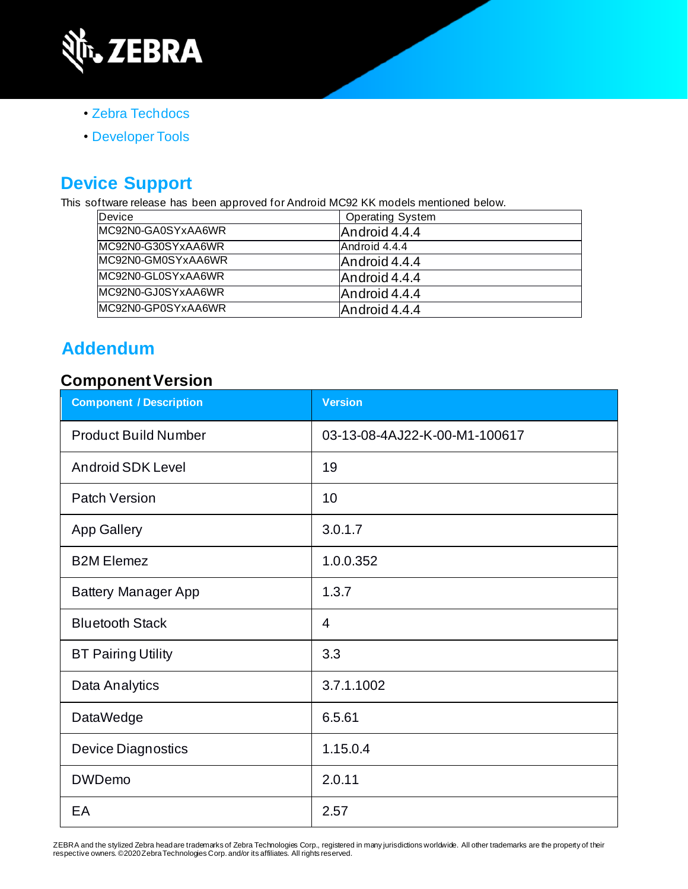- Zebra Techdocs
- Developer Tools

## Device Support

This software release has been approved for Android MC92 KK models mentioned below.

| Device | Operating System |
| --- | --- |
| MC92N0-GA0SYxAA6WR | Android 4.4.4 |
| MC92N0-G30SYxAA6WR | Android 4.4.4 |
| MC92N0-GM0SYxAA6WR | Android 4.4.4 |
| MC92N0-GL0SYxAA6WR | Android 4.4.4 |
| MC92N0-GJ0SYxAA6WR | Android 4.4.4 |
| MC92N0-GP0SYxAA6WR | Android 4.4.4 |

## Addendum

### Component Version

| Component / Description | Version |
| --- | --- |
| Product Build Number | 03-13-08-4AJ22-K-00-M1-100617 |
| Android SDK Level | 19 |
| Patch Version | 10 |
| App Gallery | 3.0.1.7 |
| B2M Elemez | 1.0.0.352 |
| Battery Manager App | 1.3.7 |
| Bluetooth Stack | 4 |
| BT Pairing Utility | 3.3 |
| Data Analytics | 3.7.1.1002 |
| DataWedge | 6.5.61 |
| Device Diagnostics | 1.15.0.4 |
| DWDemo | 2.0.11 |
| EA | 2.57 |

ZEBRA and the stylized Zebra head are trademarks of Zebra Technologies Corp., registered in many jurisdictions worldwide. All other trademarks are the property of their respective owners. ©2020 Zebra Technologies Corp. and/or its affiliates. All rights reserved.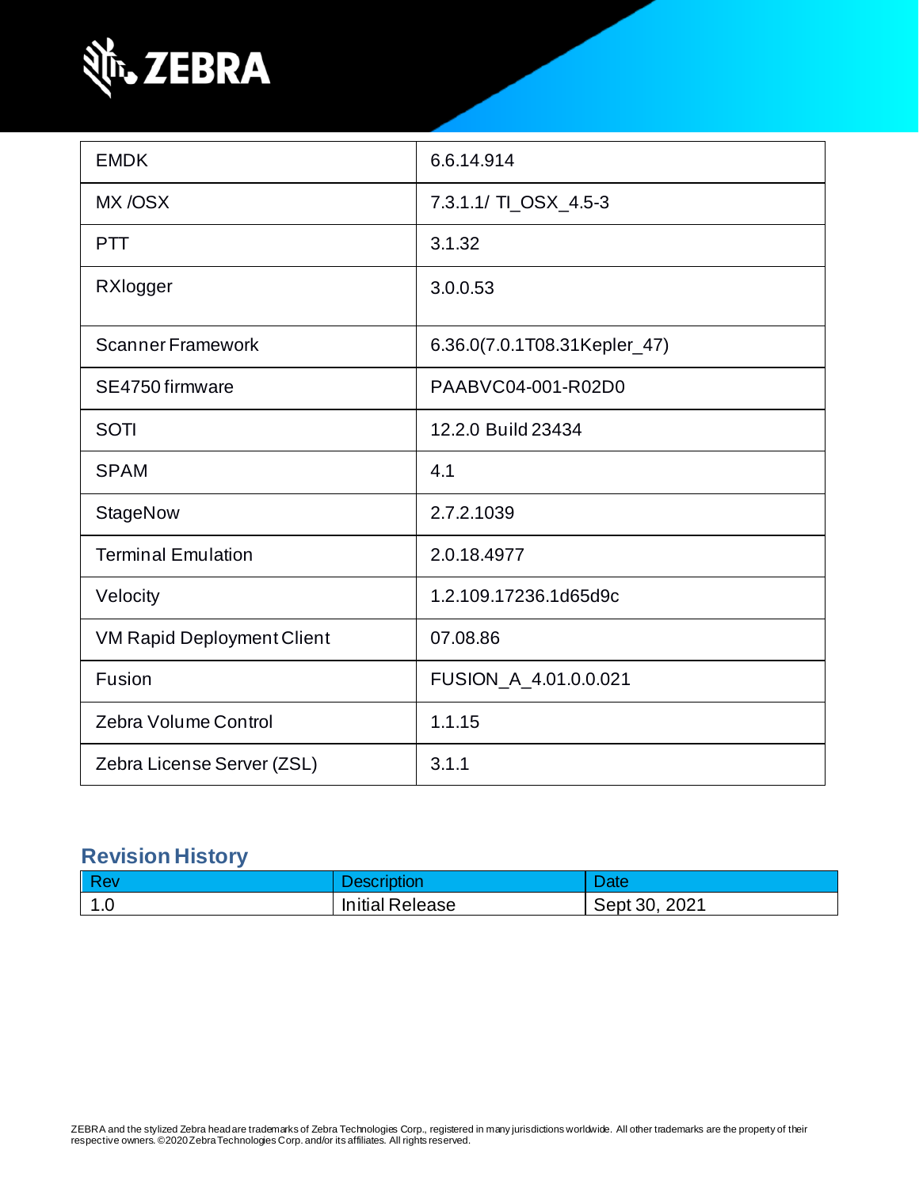| | |
|---|---|
| EMDK | 6.6.14.914 |
| MX /OSX | 7.3.1.1/ TI_OSX_4.5-3 |
| PTT | 3.1.32 |
| RXlogger | 3.0.0.53 |
| Scanner Framework | 6.36.0(7.0.1T08.31Kepler_47) |
| SE4750 firmware | PAABVC04-001-R02D0 |
| SOTI | 12.2.0 Build 23434 |
| SPAM | 4.1 |
| StageNow | 2.7.2.1039 |
| Terminal Emulation | 2.0.18.4977 |
| Velocity | 1.2.109.17236.1d65d9c |
| VM Rapid Deployment Client | 07.08.86 |
| Fusion | FUSION_A_4.01.0.0.021 |
| Zebra Volume Control | 1.1.15 |
| Zebra License Server (ZSL) | 3.1.1 |

## Revision History

| Rev | Description | Date |
|---|---|---|
| 1.0 | Initial Release | Sept 30, 2021 |

ZEBRA and the stylized Zebra head are trademarks of Zebra Technologies Corp., registered in many jurisdictions worldwide. All other trademarks are the property of their respective owners. ©2020 Zebra Technologies Corp. and/or its affiliates. All rights reserved.